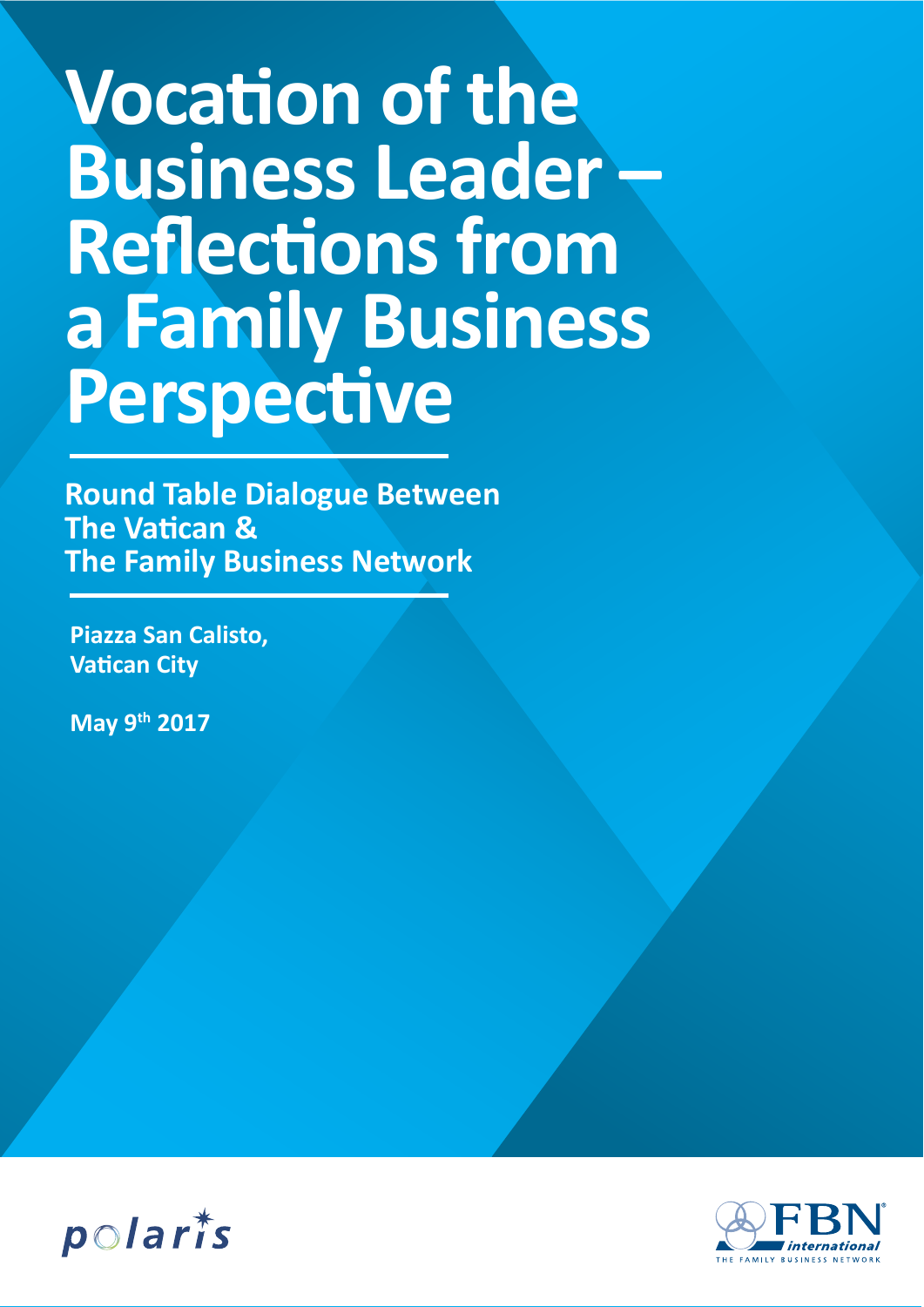# Vocation of the Business Leader – Reflections from a Family Business Perspective

**Round Table Dialogue Between The Vatican & The Family Business Network**

**Piazza San Calisto, Vatican City**

**May 9th 2017**

polaris

FBN international
THE FAMILY BUSINESS NETWORK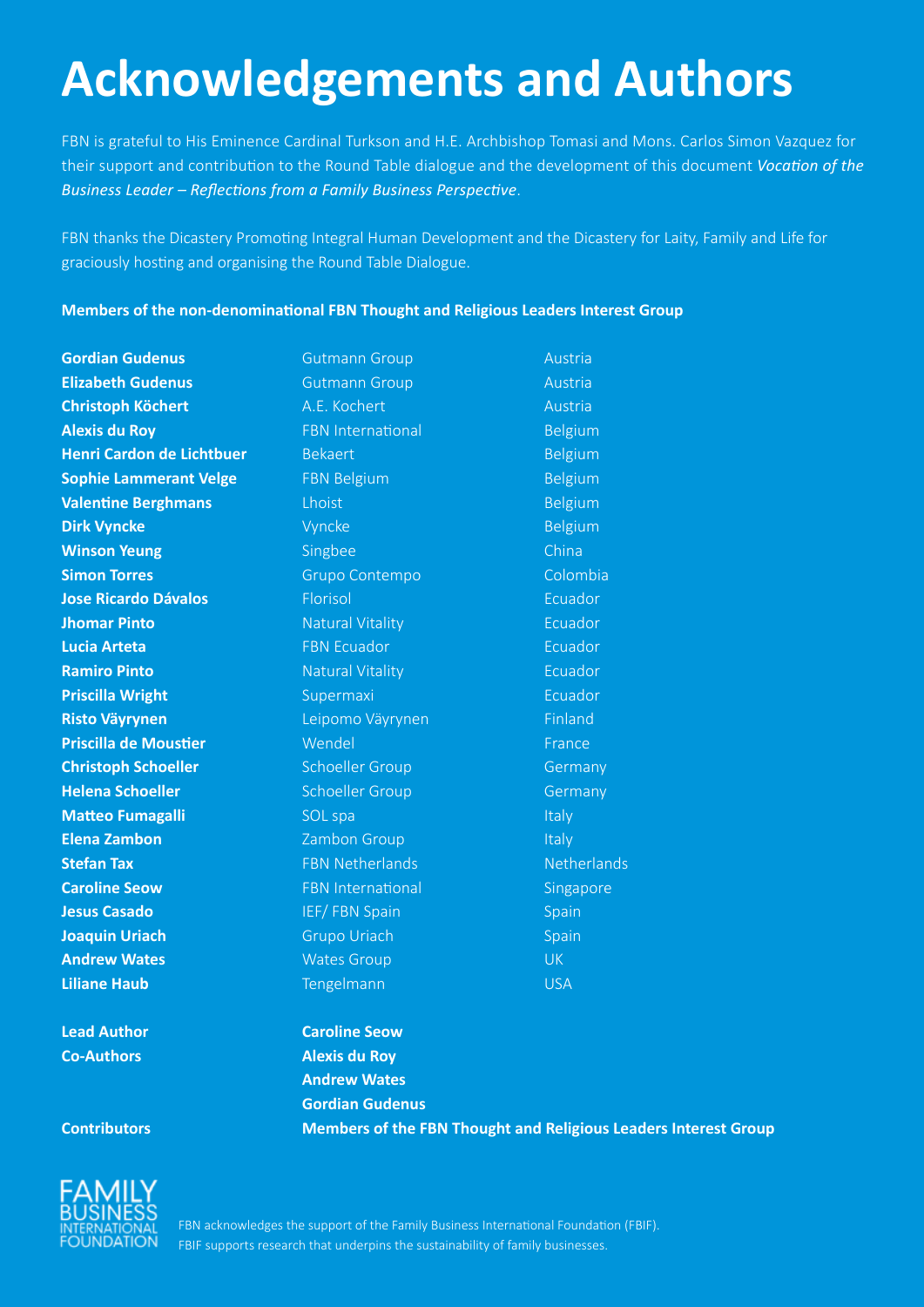# Acknowledgements and Authors

FBN is grateful to His Eminence Cardinal Turkson and H.E. Archbishop Tomasi and Mons. Carlos Simon Vazquez for their support and contribution to the Round Table dialogue and the development of this document *Vocation of the Business Leader – Reflections from a Family Business Perspective*.

FBN thanks the Dicastery Promoting Integral Human Development and the Dicastery for Laity, Family and Life for graciously hosting and organising the Round Table Dialogue.

**Members of the non-denominational FBN Thought and Religious Leaders Interest Group**

| | | |
|---|---|---|
| **Gordian Gudenus** | Gutmann Group | Austria |
| **Elizabeth Gudenus** | Gutmann Group | Austria |
| **Christoph Köchert** | A.E. Kochert | Austria |
| **Alexis du Roy** | FBN International | Belgium |
| **Henri Cardon de Lichtbuer** | Bekaert | Belgium |
| **Sophie Lammerant Velge** | FBN Belgium | Belgium |
| **Valentine Berghmans** | Lhoist | Belgium |
| **Dirk Vyncke** | Vyncke | Belgium |
| **Winson Yeung** | Singbee | China |
| **Simon Torres** | Grupo Contempo | Colombia |
| **Jose Ricardo Dávalos** | Florisol | Ecuador |
| **Jhomar Pinto** | Natural Vitality | Ecuador |
| **Lucia Arteta** | FBN Ecuador | Ecuador |
| **Ramiro Pinto** | Natural Vitality | Ecuador |
| **Priscilla Wright** | Supermaxi | Ecuador |
| **Risto Väyrynen** | Leipomo Väyrynen | Finland |
| **Priscilla de Moustier** | Wendel | France |
| **Christoph Schoeller** | Schoeller Group | Germany |
| **Helena Schoeller** | Schoeller Group | Germany |
| **Matteo Fumagalli** | SOL spa | Italy |
| **Elena Zambon** | Zambon Group | Italy |
| **Stefan Tax** | FBN Netherlands | Netherlands |
| **Caroline Seow** | FBN International | Singapore |
| **Jesus Casado** | IEF/ FBN Spain | Spain |
| **Joaquin Uriach** | Grupo Uriach | Spain |
| **Andrew Wates** | Wates Group | UK |
| **Liliane Haub** | Tengelmann | USA |

**Lead Author** — **Caroline Seow**

**Co-Authors** — **Alexis du Roy**, **Andrew Wates**, **Gordian Gudenus**

**Contributors** — **Members of the FBN Thought and Religious Leaders Interest Group**

FAMILY BUSINESS INTERNATIONAL FOUNDATION

FBN acknowledges the support of the Family Business International Foundation (FBIF). FBIF supports research that underpins the sustainability of family businesses.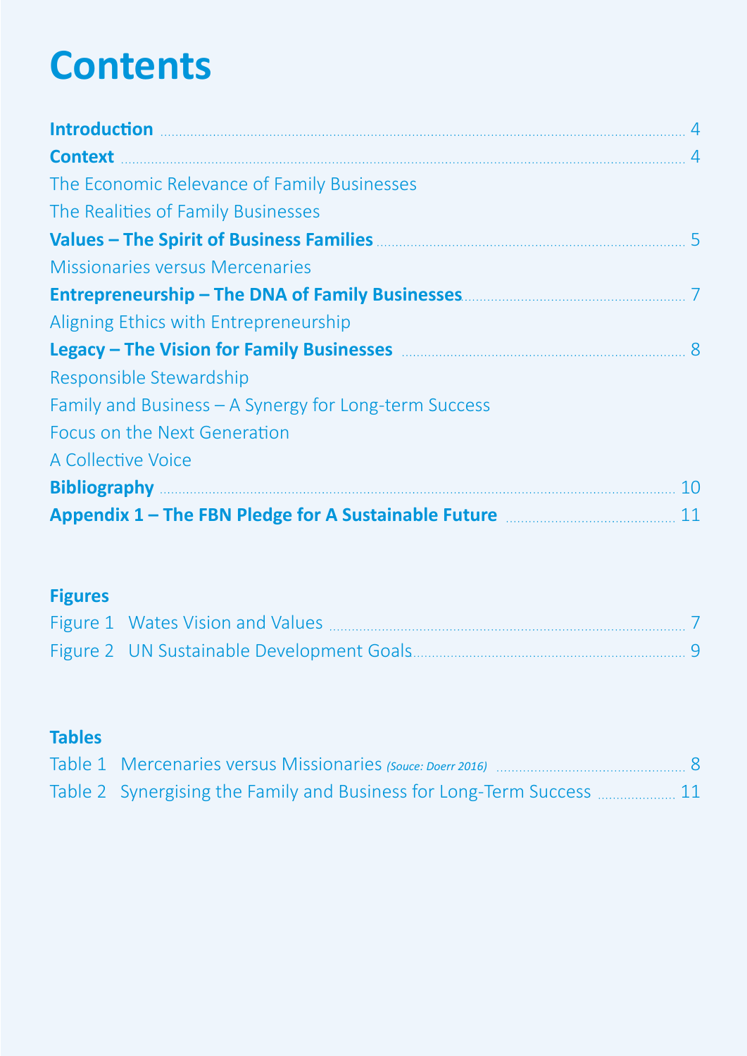# Contents

**Introduction** ........ 4

**Context** ........ 4

The Economic Relevance of Family Businesses

The Realities of Family Businesses

**Values – The Spirit of Business Families** ........ 5

Missionaries versus Mercenaries

**Entrepreneurship – The DNA of Family Businesses** ........ 7

Aligning Ethics with Entrepreneurship

**Legacy – The Vision for Family Businesses** ........ 8

Responsible Stewardship

Family and Business – A Synergy for Long-term Success

Focus on the Next Generation

A Collective Voice

**Bibliography** ........ 10

**Appendix 1 – The FBN Pledge for A Sustainable Future** ........ 11

**Figures**

Figure 1 Wates Vision and Values ........ 7

Figure 2 UN Sustainable Development Goals ........ 9

**Tables**

Table 1 Mercenaries versus Missionaries *(Souce: Doerr 2016)* ........ 8

Table 2 Synergising the Family and Business for Long-Term Success ........ 11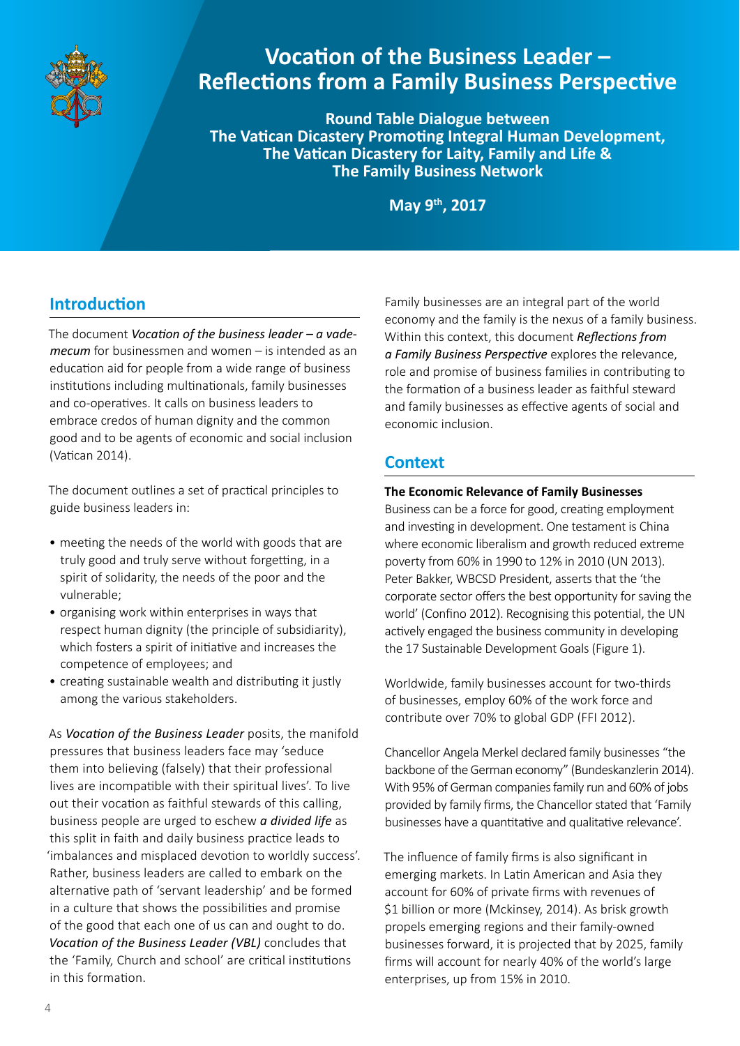# Vocation of the Business Leader – Reflections from a Family Business Perspective

**Round Table Dialogue between**
**The Vatican Dicastery Promoting Integral Human Development,**
**The Vatican Dicastery for Laity, Family and Life &**
**The Family Business Network**

**May 9th, 2017**

## Introduction

The document *Vocation of the business leader – a vade-mecum* for businessmen and women – is intended as an education aid for people from a wide range of business institutions including multinationals, family businesses and co-operatives. It calls on business leaders to embrace credos of human dignity and the common good and to be agents of economic and social inclusion (Vatican 2014).

The document outlines a set of practical principles to guide business leaders in:

- meeting the needs of the world with goods that are truly good and truly serve without forgetting, in a spirit of solidarity, the needs of the poor and the vulnerable;
- organising work within enterprises in ways that respect human dignity (the principle of subsidiarity), which fosters a spirit of initiative and increases the competence of employees; and
- creating sustainable wealth and distributing it justly among the various stakeholders.

As *Vocation of the Business Leader* posits, the manifold pressures that business leaders face may 'seduce them into believing (falsely) that their professional lives are incompatible with their spiritual lives'. To live out their vocation as faithful stewards of this calling, business people are urged to eschew ***a divided life*** as this split in faith and daily business practice leads to 'imbalances and misplaced devotion to worldly success'. Rather, business leaders are called to embark on the alternative path of 'servant leadership' and be formed in a culture that shows the possibilities and promise of the good that each one of us can and ought to do. *Vocation of the Business Leader (VBL)* concludes that the 'Family, Church and school' are critical institutions in this formation.

Family businesses are an integral part of the world economy and the family is the nexus of a family business. Within this context, this document ***Reflections from a Family Business Perspective*** explores the relevance, role and promise of business families in contributing to the formation of a business leader as faithful steward and family businesses as effective agents of social and economic inclusion.

## Context

**The Economic Relevance of Family Businesses**
Business can be a force for good, creating employment and investing in development. One testament is China where economic liberalism and growth reduced extreme poverty from 60% in 1990 to 12% in 2010 (UN 2013). Peter Bakker, WBCSD President, asserts that the 'the corporate sector offers the best opportunity for saving the world' (Confino 2012). Recognising this potential, the UN actively engaged the business community in developing the 17 Sustainable Development Goals (Figure 1).

Worldwide, family businesses account for two-thirds of businesses, employ 60% of the work force and contribute over 70% to global GDP (FFI 2012).

Chancellor Angela Merkel declared family businesses "the backbone of the German economy" (Bundeskanzlerin 2014). With 95% of German companies family run and 60% of jobs provided by family firms, the Chancellor stated that 'Family businesses have a quantitative and qualitative relevance'.

The influence of family firms is also significant in emerging markets. In Latin American and Asia they account for 60% of private firms with revenues of $1 billion or more (Mckinsey, 2014). As brisk growth propels emerging regions and their family-owned businesses forward, it is projected that by 2025, family firms will account for nearly 40% of the world's large enterprises, up from 15% in 2010.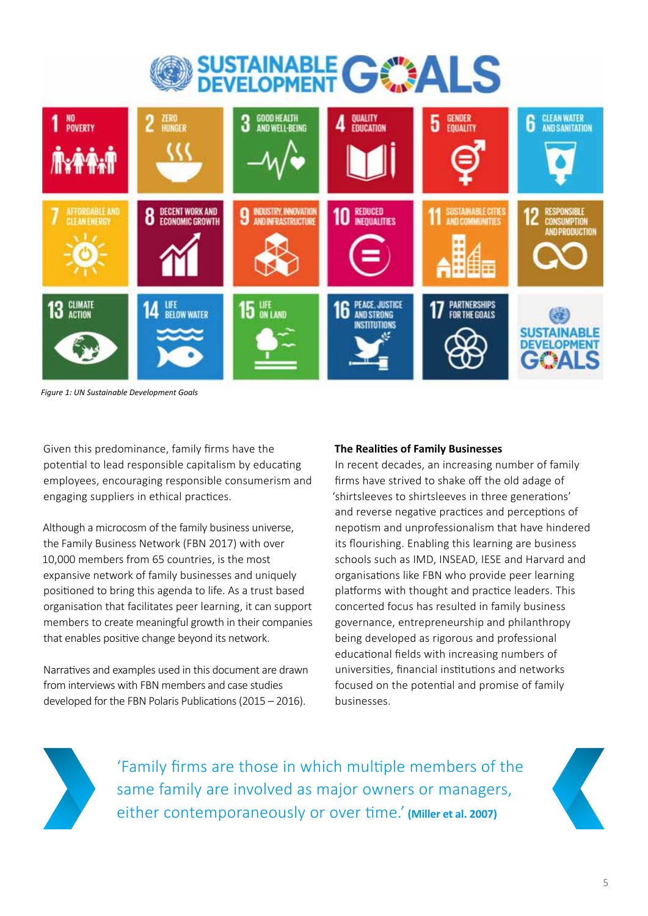*Figure 1: UN Sustainable Development Goals*

Given this predominance, family firms have the potential to lead responsible capitalism by educating employees, encouraging responsible consumerism and engaging suppliers in ethical practices.

Although a microcosm of the family business universe, the Family Business Network (FBN 2017) with over 10,000 members from 65 countries, is the most expansive network of family businesses and uniquely positioned to bring this agenda to life. As a trust based organisation that facilitates peer learning, it can support members to create meaningful growth in their companies that enables positive change beyond its network.

Narratives and examples used in this document are drawn from interviews with FBN members and case studies developed for the FBN Polaris Publications (2015 – 2016).

**The Realities of Family Businesses**

In recent decades, an increasing number of family firms have strived to shake off the old adage of 'shirtsleeves to shirtsleeves in three generations' and reverse negative practices and perceptions of nepotism and unprofessionalism that have hindered its flourishing. Enabling this learning are business schools such as IMD, INSEAD, IESE and Harvard and organisations like FBN who provide peer learning platforms with thought and practice leaders. This concerted focus has resulted in family business governance, entrepreneurship and philanthropy being developed as rigorous and professional educational fields with increasing numbers of universities, financial institutions and networks focused on the potential and promise of family businesses.

'Family firms are those in which multiple members of the same family are involved as major owners or managers, either contemporaneously or over time.' **(Miller et al. 2007)**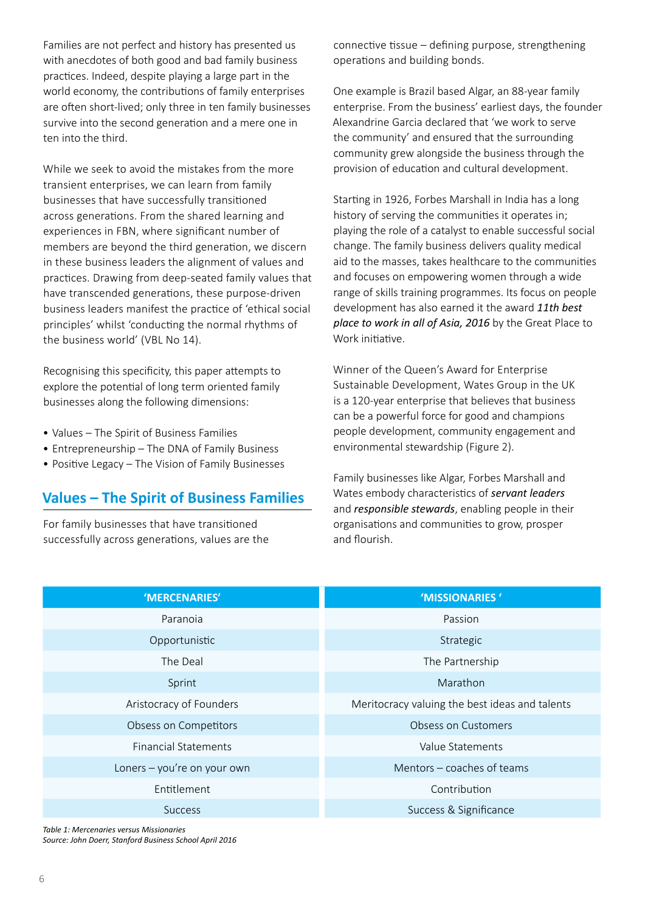Families are not perfect and history has presented us with anecdotes of both good and bad family business practices. Indeed, despite playing a large part in the world economy, the contributions of family enterprises are often short-lived; only three in ten family businesses survive into the second generation and a mere one in ten into the third.

While we seek to avoid the mistakes from the more transient enterprises, we can learn from family businesses that have successfully transitioned across generations. From the shared learning and experiences in FBN, where significant number of members are beyond the third generation, we discern in these business leaders the alignment of values and practices. Drawing from deep-seated family values that have transcended generations, these purpose-driven business leaders manifest the practice of 'ethical social principles' whilst 'conducting the normal rhythms of the business world' (VBL No 14).

Recognising this specificity, this paper attempts to explore the potential of long term oriented family businesses along the following dimensions:

- Values – The Spirit of Business Families
- Entrepreneurship – The DNA of Family Business
- Positive Legacy – The Vision of Family Businesses

## Values – The Spirit of Business Families

For family businesses that have transitioned successfully across generations, values are the connective tissue – defining purpose, strengthening operations and building bonds.

One example is Brazil based Algar, an 88-year family enterprise. From the business' earliest days, the founder Alexandrine Garcia declared that 'we work to serve the community' and ensured that the surrounding community grew alongside the business through the provision of education and cultural development.

Starting in 1926, Forbes Marshall in India has a long history of serving the communities it operates in; playing the role of a catalyst to enable successful social change. The family business delivers quality medical aid to the masses, takes healthcare to the communities and focuses on empowering women through a wide range of skills training programmes. Its focus on people development has also earned it the award ***11th best place to work in all of Asia, 2016*** by the Great Place to Work initiative.

Winner of the Queen's Award for Enterprise Sustainable Development, Wates Group in the UK is a 120-year enterprise that believes that business can be a powerful force for good and champions people development, community engagement and environmental stewardship (Figure 2).

Family businesses like Algar, Forbes Marshall and Wates embody characteristics of ***servant leaders*** and ***responsible stewards***, enabling people in their organisations and communities to grow, prosper and flourish.

| 'MERCENARIES' | 'MISSIONARIES ' |
|---|---|
| Paranoia | Passion |
| Opportunistic | Strategic |
| The Deal | The Partnership |
| Sprint | Marathon |
| Aristocracy of Founders | Meritocracy valuing the best ideas and talents |
| Obsess on Competitors | Obsess on Customers |
| Financial Statements | Value Statements |
| Loners – you're on your own | Mentors – coaches of teams |
| Entitlement | Contribution |
| Success | Success & Significance |

*Table 1: Mercenaries versus Missionaries*
*Source: John Doerr, Stanford Business School April 2016*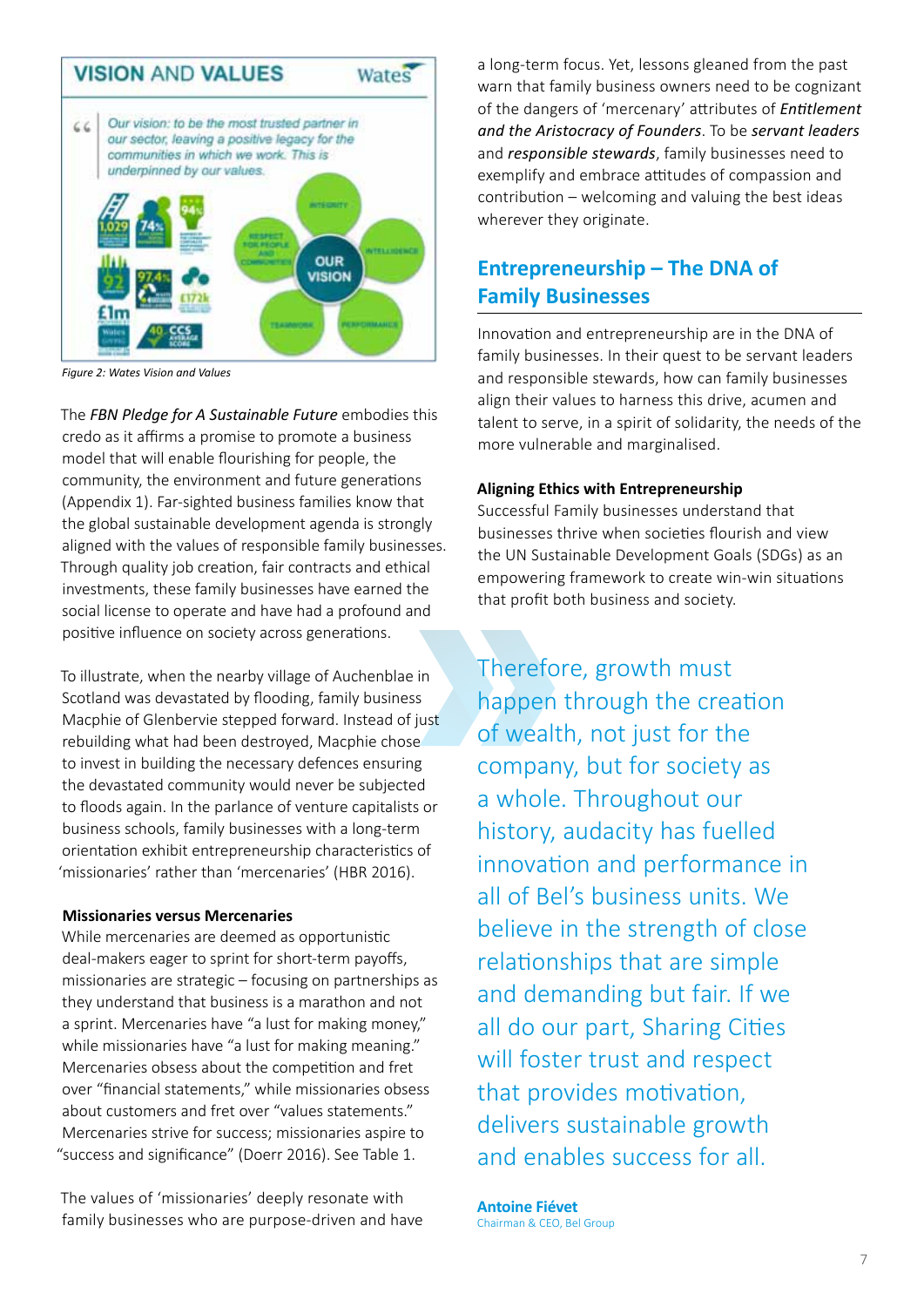Figure 2: Wates Vision and Values

The *FBN Pledge for A Sustainable Future* embodies this credo as it affirms a promise to promote a business model that will enable flourishing for people, the community, the environment and future generations (Appendix 1). Far-sighted business families know that the global sustainable development agenda is strongly aligned with the values of responsible family businesses. Through quality job creation, fair contracts and ethical investments, these family businesses have earned the social license to operate and have had a profound and positive influence on society across generations.

To illustrate, when the nearby village of Auchenblae in Scotland was devastated by flooding, family business Macphie of Glenbervie stepped forward. Instead of just rebuilding what had been destroyed, Macphie chose to invest in building the necessary defences ensuring the devastated community would never be subjected to floods again. In the parlance of venture capitalists or business schools, family businesses with a long-term orientation exhibit entrepreneurship characteristics of 'missionaries' rather than 'mercenaries' (HBR 2016).

**Missionaries versus Mercenaries**

While mercenaries are deemed as opportunistic deal-makers eager to sprint for short-term payoffs, missionaries are strategic – focusing on partnerships as they understand that business is a marathon and not a sprint. Mercenaries have "a lust for making money," while missionaries have "a lust for making meaning." Mercenaries obsess about the competition and fret over "financial statements," while missionaries obsess about customers and fret over "values statements." Mercenaries strive for success; missionaries aspire to "success and significance" (Doerr 2016). See Table 1.

The values of 'missionaries' deeply resonate with family businesses who are purpose-driven and have a long-term focus. Yet, lessons gleaned from the past warn that family business owners need to be cognizant of the dangers of 'mercenary' attributes of *Entitlement and the Aristocracy of Founders*. To be *servant leaders* and ***responsible stewards***, family businesses need to exemplify and embrace attitudes of compassion and contribution – welcoming and valuing the best ideas wherever they originate.

## Entrepreneurship – The DNA of Family Businesses

Innovation and entrepreneurship are in the DNA of family businesses. In their quest to be servant leaders and responsible stewards, how can family businesses align their values to harness this drive, acumen and talent to serve, in a spirit of solidarity, the needs of the more vulnerable and marginalised.

**Aligning Ethics with Entrepreneurship**

Successful Family businesses understand that businesses thrive when societies flourish and view the UN Sustainable Development Goals (SDGs) as an empowering framework to create win-win situations that profit both business and society.

> Therefore, growth must happen through the creation of wealth, not just for the company, but for society as a whole. Throughout our history, audacity has fuelled innovation and performance in all of Bel's business units. We believe in the strength of close relationships that are simple and demanding but fair. If we all do our part, Sharing Cities will foster trust and respect that provides motivation, delivers sustainable growth and enables success for all.
>
> **Antoine Fiévet**
> Chairman & CEO, Bel Group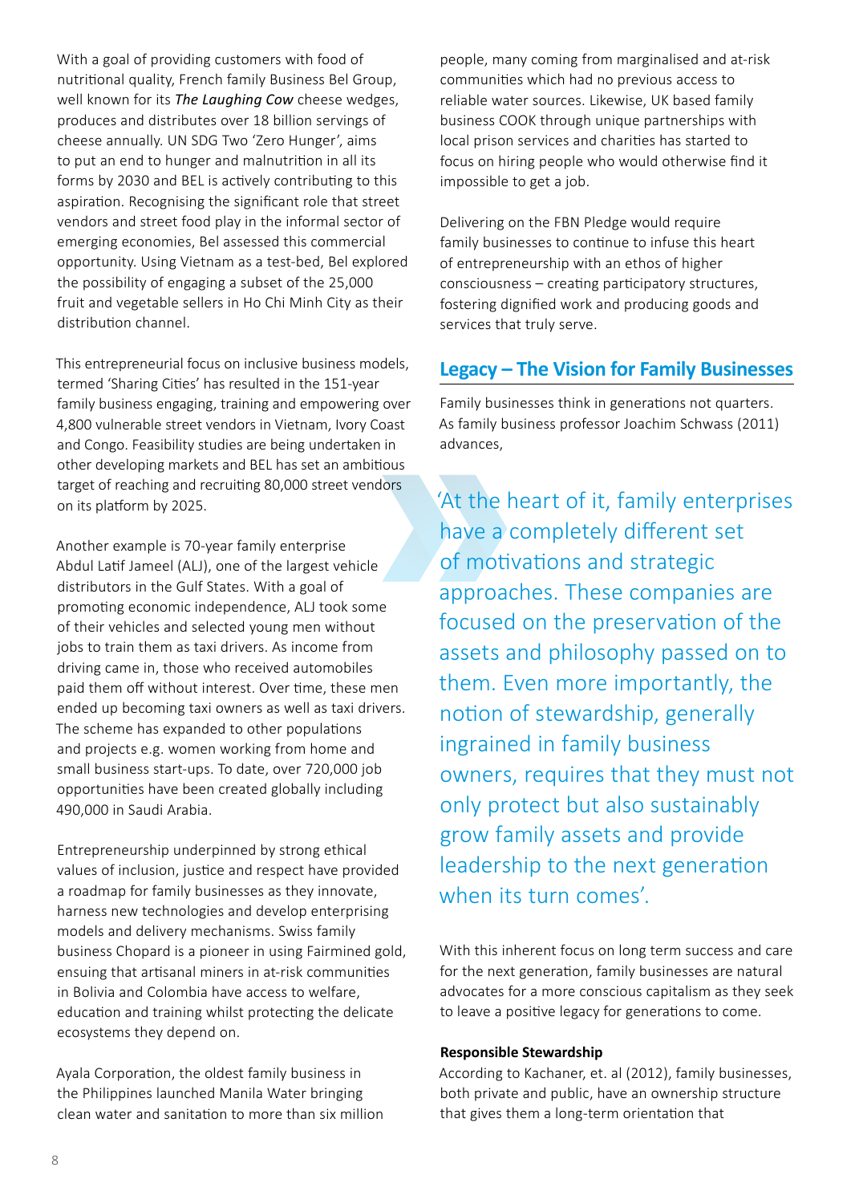With a goal of providing customers with food of nutritional quality, French family Business Bel Group, well known for its *The Laughing Cow* cheese wedges, produces and distributes over 18 billion servings of cheese annually. UN SDG Two 'Zero Hunger', aims to put an end to hunger and malnutrition in all its forms by 2030 and BEL is actively contributing to this aspiration. Recognising the significant role that street vendors and street food play in the informal sector of emerging economies, Bel assessed this commercial opportunity. Using Vietnam as a test-bed, Bel explored the possibility of engaging a subset of the 25,000 fruit and vegetable sellers in Ho Chi Minh City as their distribution channel.

This entrepreneurial focus on inclusive business models, termed 'Sharing Cities' has resulted in the 151-year family business engaging, training and empowering over 4,800 vulnerable street vendors in Vietnam, Ivory Coast and Congo. Feasibility studies are being undertaken in other developing markets and BEL has set an ambitious target of reaching and recruiting 80,000 street vendors on its platform by 2025.

Another example is 70-year family enterprise Abdul Latif Jameel (ALJ), one of the largest vehicle distributors in the Gulf States. With a goal of promoting economic independence, ALJ took some of their vehicles and selected young men without jobs to train them as taxi drivers. As income from driving came in, those who received automobiles paid them off without interest. Over time, these men ended up becoming taxi owners as well as taxi drivers. The scheme has expanded to other populations and projects e.g. women working from home and small business start-ups. To date, over 720,000 job opportunities have been created globally including 490,000 in Saudi Arabia.

Entrepreneurship underpinned by strong ethical values of inclusion, justice and respect have provided a roadmap for family businesses as they innovate, harness new technologies and develop enterprising models and delivery mechanisms. Swiss family business Chopard is a pioneer in using Fairmined gold, ensuing that artisanal miners in at-risk communities in Bolivia and Colombia have access to welfare, education and training whilst protecting the delicate ecosystems they depend on.

Ayala Corporation, the oldest family business in the Philippines launched Manila Water bringing clean water and sanitation to more than six million people, many coming from marginalised and at-risk communities which had no previous access to reliable water sources. Likewise, UK based family business COOK through unique partnerships with local prison services and charities has started to focus on hiring people who would otherwise find it impossible to get a job.

Delivering on the FBN Pledge would require family businesses to continue to infuse this heart of entrepreneurship with an ethos of higher consciousness – creating participatory structures, fostering dignified work and producing goods and services that truly serve.

## Legacy – The Vision for Family Businesses

Family businesses think in generations not quarters. As family business professor Joachim Schwass (2011) advances,

> 'At the heart of it, family enterprises have a completely different set of motivations and strategic approaches. These companies are focused on the preservation of the assets and philosophy passed on to them. Even more importantly, the notion of stewardship, generally ingrained in family business owners, requires that they must not only protect but also sustainably grow family assets and provide leadership to the next generation when its turn comes'.

With this inherent focus on long term success and care for the next generation, family businesses are natural advocates for a more conscious capitalism as they seek to leave a positive legacy for generations to come.

**Responsible Stewardship**

According to Kachaner, et. al (2012), family businesses, both private and public, have an ownership structure that gives them a long-term orientation that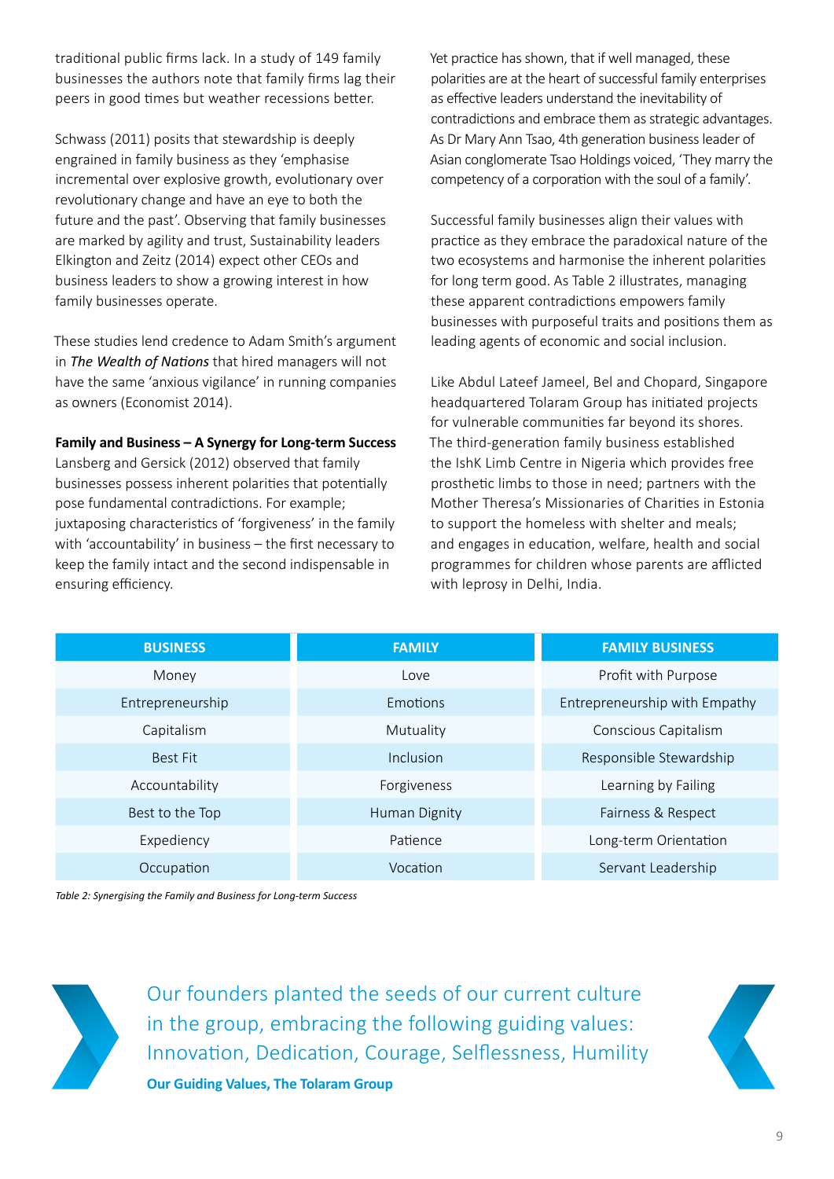traditional public firms lack. In a study of 149 family businesses the authors note that family firms lag their peers in good times but weather recessions better.

Schwass (2011) posits that stewardship is deeply engrained in family business as they 'emphasise incremental over explosive growth, evolutionary over revolutionary change and have an eye to both the future and the past'. Observing that family businesses are marked by agility and trust, Sustainability leaders Elkington and Zeitz (2014) expect other CEOs and business leaders to show a growing interest in how family businesses operate.

These studies lend credence to Adam Smith's argument in *The Wealth of Nations* that hired managers will not have the same 'anxious vigilance' in running companies as owners (Economist 2014).

**Family and Business – A Synergy for Long-term Success**

Lansberg and Gersick (2012) observed that family businesses possess inherent polarities that potentially pose fundamental contradictions. For example; juxtaposing characteristics of 'forgiveness' in the family with 'accountability' in business – the first necessary to keep the family intact and the second indispensable in ensuring efficiency.

Yet practice has shown, that if well managed, these polarities are at the heart of successful family enterprises as effective leaders understand the inevitability of contradictions and embrace them as strategic advantages. As Dr Mary Ann Tsao, 4th generation business leader of Asian conglomerate Tsao Holdings voiced, 'They marry the competency of a corporation with the soul of a family'.

Successful family businesses align their values with practice as they embrace the paradoxical nature of the two ecosystems and harmonise the inherent polarities for long term good. As Table 2 illustrates, managing these apparent contradictions empowers family businesses with purposeful traits and positions them as leading agents of economic and social inclusion.

Like Abdul Lateef Jameel, Bel and Chopard, Singapore headquartered Tolaram Group has initiated projects for vulnerable communities far beyond its shores. The third-generation family business established the IshK Limb Centre in Nigeria which provides free prosthetic limbs to those in need; partners with the Mother Theresa's Missionaries of Charities in Estonia to support the homeless with shelter and meals; and engages in education, welfare, health and social programmes for children whose parents are afflicted with leprosy in Delhi, India.

| BUSINESS | FAMILY | FAMILY BUSINESS |
|---|---|---|
| Money | Love | Profit with Purpose |
| Entrepreneurship | Emotions | Entrepreneurship with Empathy |
| Capitalism | Mutuality | Conscious Capitalism |
| Best Fit | Inclusion | Responsible Stewardship |
| Accountability | Forgiveness | Learning by Failing |
| Best to the Top | Human Dignity | Fairness & Respect |
| Expediency | Patience | Long-term Orientation |
| Occupation | Vocation | Servant Leadership |

*Table 2: Synergising the Family and Business for Long-term Success*

Our founders planted the seeds of our current culture in the group, embracing the following guiding values: Innovation, Dedication, Courage, Selflessness, Humility

**Our Guiding Values, The Tolaram Group**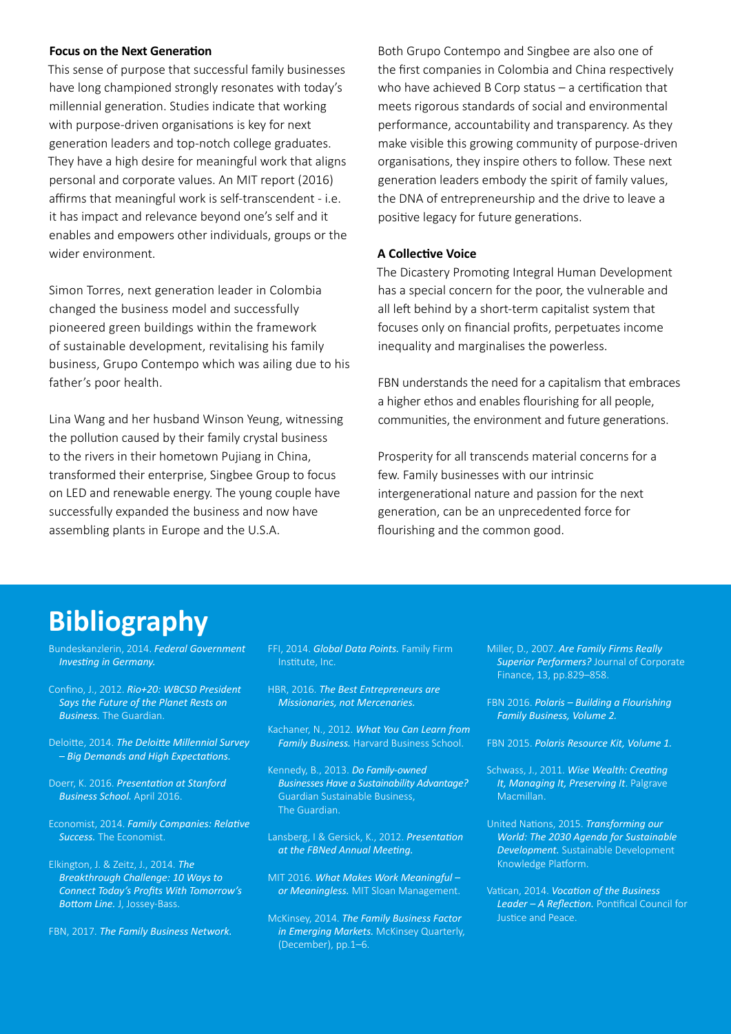**Focus on the Next Generation**

This sense of purpose that successful family businesses have long championed strongly resonates with today's millennial generation. Studies indicate that working with purpose-driven organisations is key for next generation leaders and top-notch college graduates. They have a high desire for meaningful work that aligns personal and corporate values. An MIT report (2016) affirms that meaningful work is self-transcendent - i.e. it has impact and relevance beyond one's self and it enables and empowers other individuals, groups or the wider environment.

Simon Torres, next generation leader in Colombia changed the business model and successfully pioneered green buildings within the framework of sustainable development, revitalising his family business, Grupo Contempo which was ailing due to his father's poor health.

Lina Wang and her husband Winson Yeung, witnessing the pollution caused by their family crystal business to the rivers in their hometown Pujiang in China, transformed their enterprise, Singbee Group to focus on LED and renewable energy. The young couple have successfully expanded the business and now have assembling plants in Europe and the U.S.A.

Both Grupo Contempo and Singbee are also one of the first companies in Colombia and China respectively who have achieved B Corp status – a certification that meets rigorous standards of social and environmental performance, accountability and transparency. As they make visible this growing community of purpose-driven organisations, they inspire others to follow. These next generation leaders embody the spirit of family values, the DNA of entrepreneurship and the drive to leave a positive legacy for future generations.

**A Collective Voice**

The Dicastery Promoting Integral Human Development has a special concern for the poor, the vulnerable and all left behind by a short-term capitalist system that focuses only on financial profits, perpetuates income inequality and marginalises the powerless.

FBN understands the need for a capitalism that embraces a higher ethos and enables flourishing for all people, communities, the environment and future generations.

Prosperity for all transcends material concerns for a few. Family businesses with our intrinsic intergenerational nature and passion for the next generation, can be an unprecedented force for flourishing and the common good.

# Bibliography

Bundeskanzlerin, 2014. ***Federal Government Investing in Germany.***

Confino, J., 2012. ***Rio+20: WBCSD President Says the Future of the Planet Rests on Business.*** The Guardian.

Deloitte, 2014. ***The Deloitte Millennial Survey – Big Demands and High Expectations.***

Doerr, K. 2016. ***Presentation at Stanford Business School.*** April 2016.

Economist, 2014. ***Family Companies: Relative Success.*** The Economist.

Elkington, J. & Zeitz, J., 2014. ***The Breakthrough Challenge: 10 Ways to Connect Today's Profits With Tomorrow's Bottom Line.*** J, Jossey-Bass.

FBN, 2017. ***The Family Business Network.***

FFI, 2014. ***Global Data Points.*** Family Firm Institute, Inc.

HBR, 2016. ***The Best Entrepreneurs are Missionaries, not Mercenaries.***

Kachaner, N., 2012. ***What You Can Learn from Family Business.*** Harvard Business School.

Kennedy, B., 2013. ***Do Family-owned Businesses Have a Sustainability Advantage?*** Guardian Sustainable Business, The Guardian.

Lansberg, I & Gersick, K., 2012. ***Presentation at the FBNed Annual Meeting.***

MIT 2016. ***What Makes Work Meaningful – or Meaningless.*** MIT Sloan Management.

McKinsey, 2014. ***The Family Business Factor in Emerging Markets.*** McKinsey Quarterly, (December), pp.1–6.

Miller, D., 2007. ***Are Family Firms Really Superior Performers?*** Journal of Corporate Finance, 13, pp.829–858.

FBN 2016. ***Polaris – Building a Flourishing Family Business, Volume 2.***

FBN 2015. ***Polaris Resource Kit, Volume 1.***

Schwass, J., 2011. ***Wise Wealth: Creating It, Managing It, Preserving It.*** Palgrave Macmillan.

United Nations, 2015. ***Transforming our World: The 2030 Agenda for Sustainable Development.*** Sustainable Development Knowledge Platform.

Vatican, 2014. ***Vocation of the Business Leader – A Reflection.*** Pontifical Council for Justice and Peace.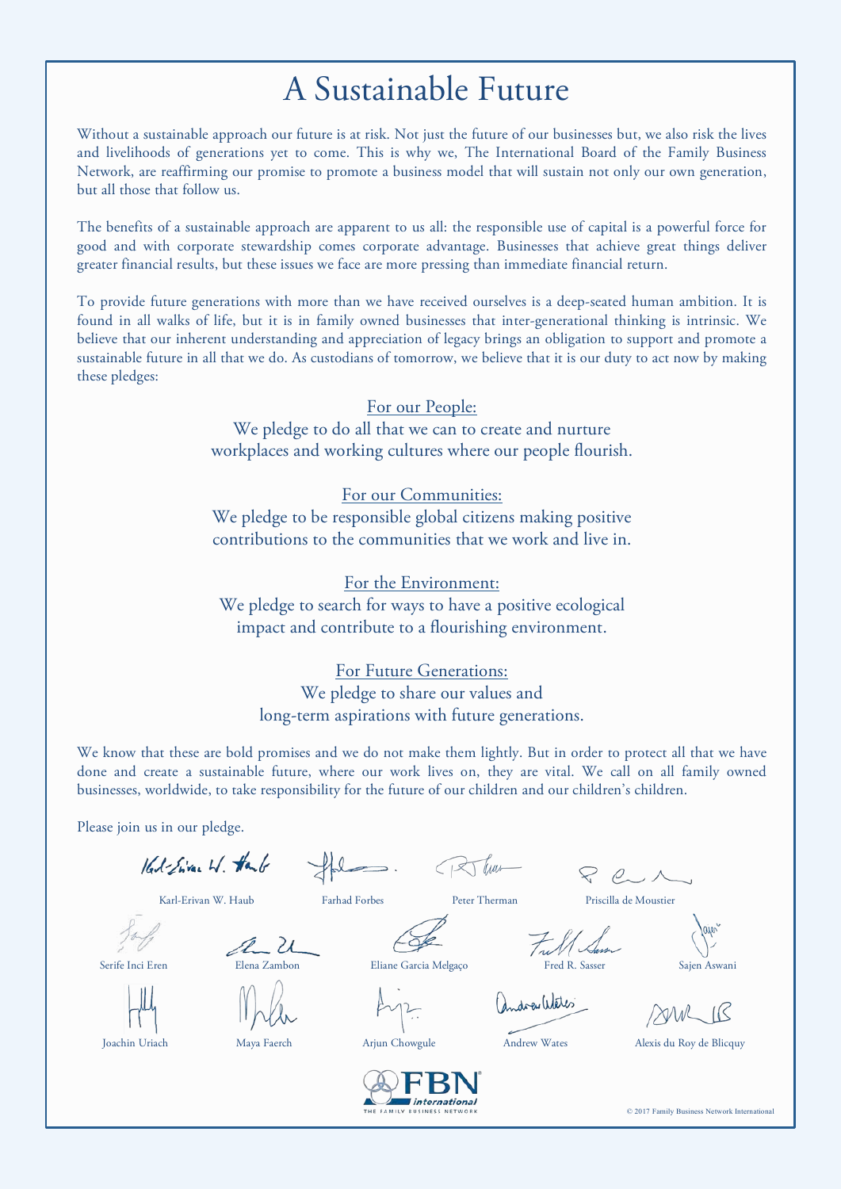# A Sustainable Future

Without a sustainable approach our future is at risk. Not just the future of our businesses but, we also risk the lives and livelihoods of generations yet to come. This is why we, The International Board of the Family Business Network, are reaffirming our promise to promote a business model that will sustain not only our own generation, but all those that follow us.

The benefits of a sustainable approach are apparent to us all: the responsible use of capital is a powerful force for good and with corporate stewardship comes corporate advantage. Businesses that achieve great things deliver greater financial results, but these issues we face are more pressing than immediate financial return.

To provide future generations with more than we have received ourselves is a deep-seated human ambition. It is found in all walks of life, but it is in family owned businesses that inter-generational thinking is intrinsic. We believe that our inherent understanding and appreciation of legacy brings an obligation to support and promote a sustainable future in all that we do. As custodians of tomorrow, we believe that it is our duty to act now by making these pledges:

For our People:
We pledge to do all that we can to create and nurture workplaces and working cultures where our people flourish.

For our Communities:
We pledge to be responsible global citizens making positive contributions to the communities that we work and live in.

For the Environment:
We pledge to search for ways to have a positive ecological impact and contribute to a flourishing environment.

For Future Generations:
We pledge to share our values and long-term aspirations with future generations.

We know that these are bold promises and we do not make them lightly. But in order to protect all that we have done and create a sustainable future, where our work lives on, they are vital. We call on all family owned businesses, worldwide, to take responsibility for the future of our children and our children's children.

Please join us in our pledge.

Karl-Erivan W. Haub — Farhad Forbes — Peter Therman — Priscilla de Moustier

Serife Inci Eren — Elena Zambon — Eliane Garcia Melgaço — Fred R. Sasser — Sajen Aswani

Joachin Uriach — Maya Faerch — Arjun Chowgule — Andrew Wates — Alexis du Roy de Blicquy

FBN international
THE FAMILY BUSINESS NETWORK

© 2017 Family Business Network International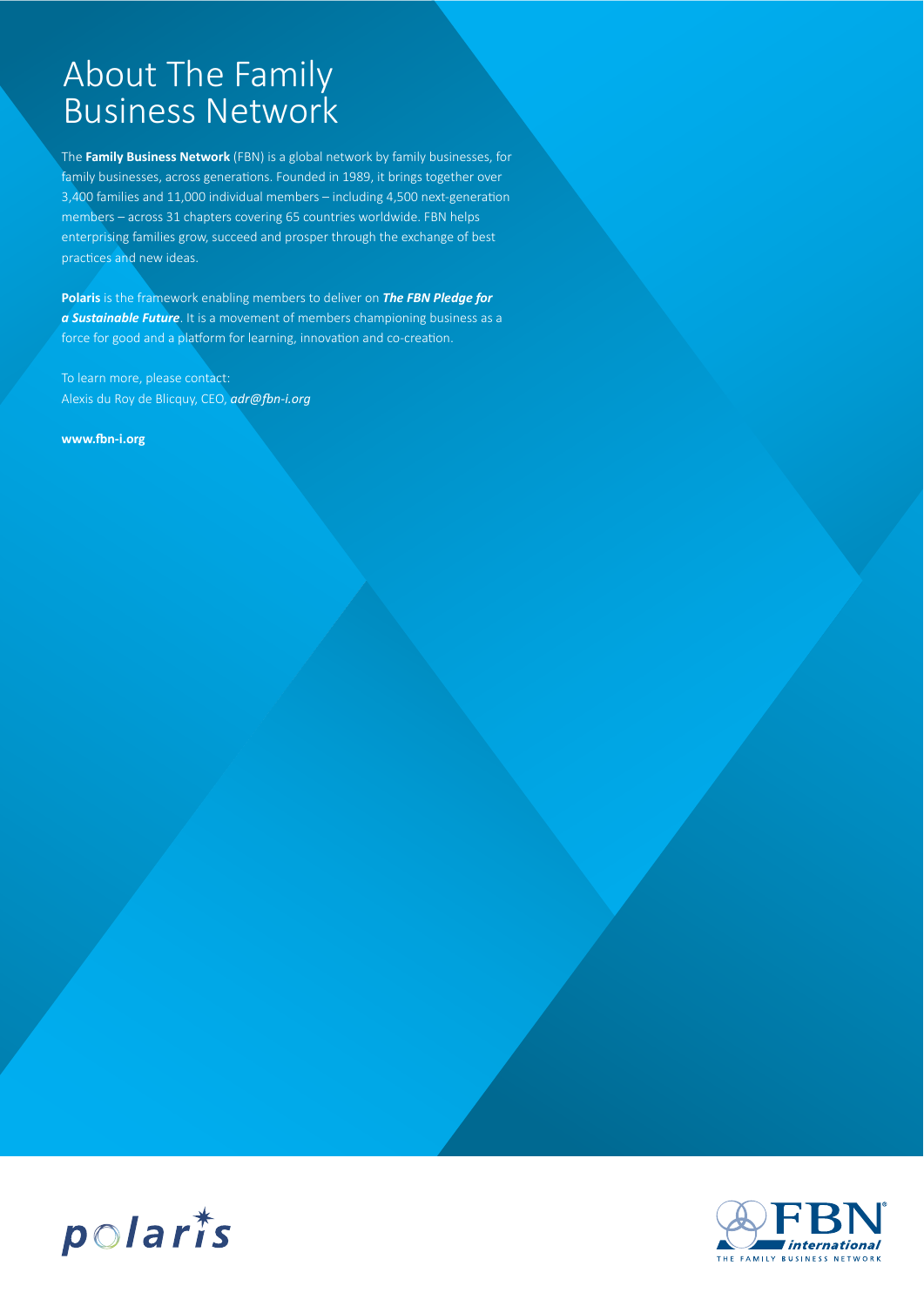# About The Family Business Network

The **Family Business Network** (FBN) is a global network by family businesses, for family businesses, across generations. Founded in 1989, it brings together over 3,400 families and 11,000 individual members – including 4,500 next-generation members – across 31 chapters covering 65 countries worldwide. FBN helps enterprising families grow, succeed and prosper through the exchange of best practices and new ideas.

**Polaris** is the framework enabling members to deliver on ***The FBN Pledge for a Sustainable Future***. It is a movement of members championing business as a force for good and a platform for learning, innovation and co-creation.

To learn more, please contact:
Alexis du Roy de Blicquy, CEO, *adr@fbn-i.org*

**www.fbn-i.org**

polaris

FBN international
THE FAMILY BUSINESS NETWORK